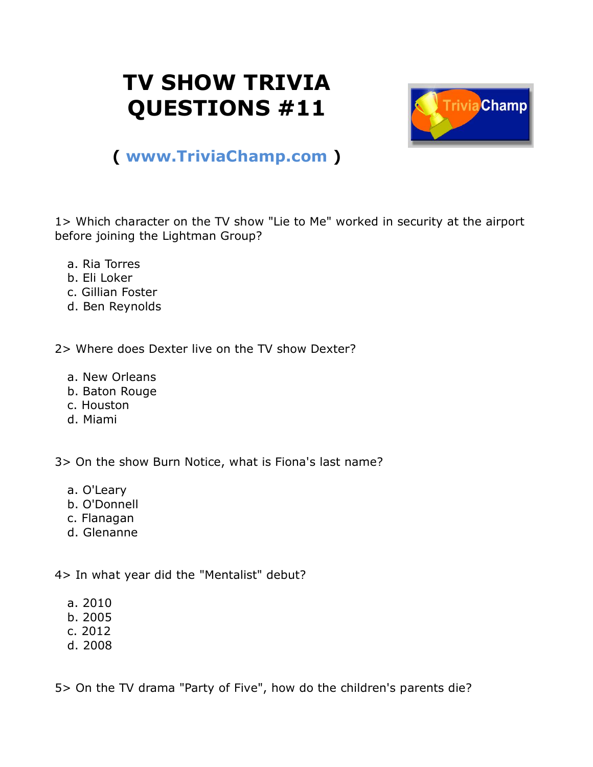# TV SHOW TRIVIA QUESTIONS #11

( **www.TriviaChamp.com** )

1> Which character on the TV show "Lie to Me" worked in security at the airport before joining the Lightman Group?

a. Ria Torres
b. Eli Loker
c. Gillian Foster
d. Ben Reynolds

2> Where does Dexter live on the TV show Dexter?

a. New Orleans
b. Baton Rouge
c. Houston
d. Miami

3> On the show Burn Notice, what is Fiona's last name?

a. O'Leary
b. O'Donnell
c. Flanagan
d. Glenanne

4> In what year did the "Mentalist" debut?

a. 2010
b. 2005
c. 2012
d. 2008

5> On the TV drama "Party of Five", how do the children's parents die?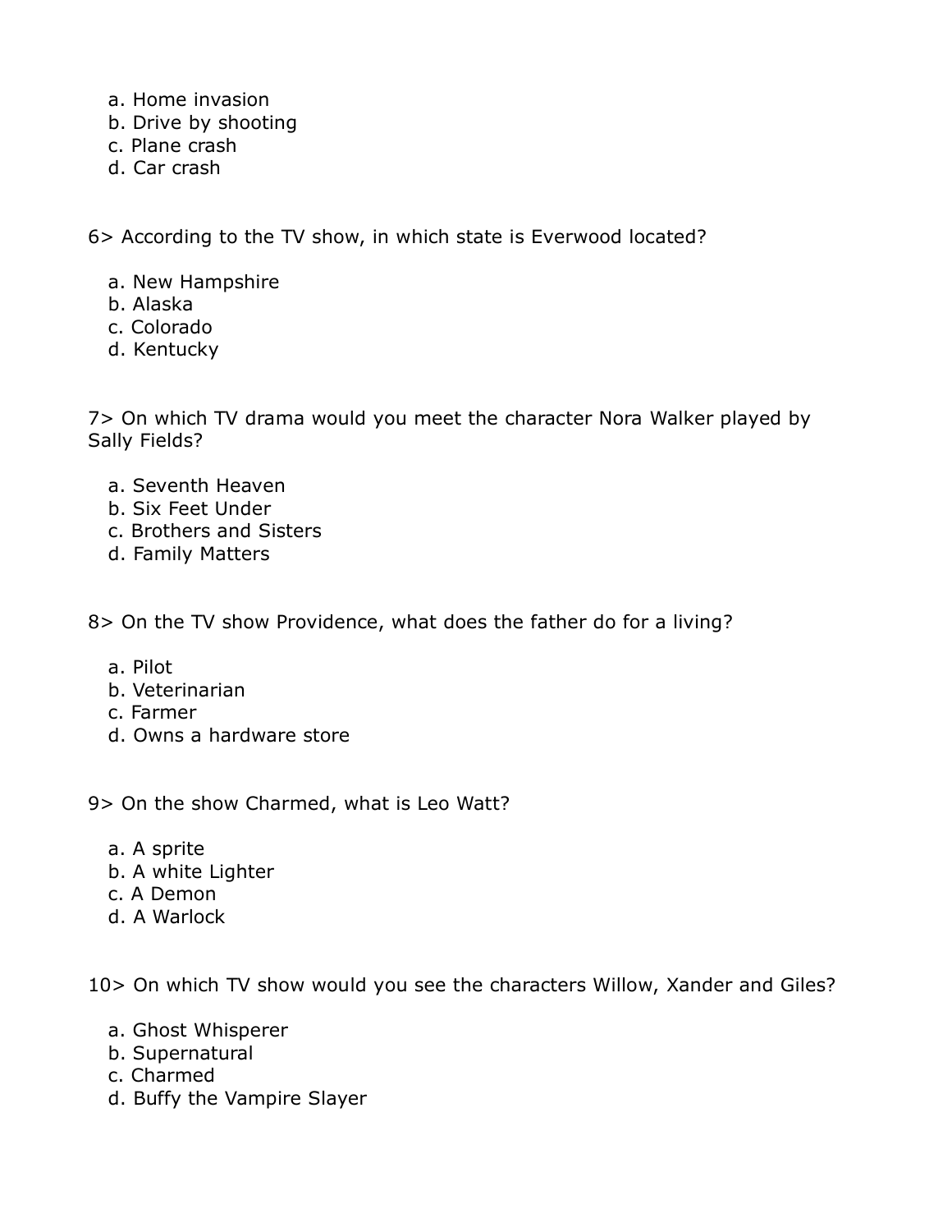a. Home invasion
b. Drive by shooting
c. Plane crash
d. Car crash

6> According to the TV show, in which state is Everwood located?

a. New Hampshire
b. Alaska
c. Colorado
d. Kentucky

7> On which TV drama would you meet the character Nora Walker played by Sally Fields?

a. Seventh Heaven
b. Six Feet Under
c. Brothers and Sisters
d. Family Matters

8> On the TV show Providence, what does the father do for a living?

a. Pilot
b. Veterinarian
c. Farmer
d. Owns a hardware store

9> On the show Charmed, what is Leo Watt?

a. A sprite
b. A white Lighter
c. A Demon
d. A Warlock

10> On which TV show would you see the characters Willow, Xander and Giles?

a. Ghost Whisperer
b. Supernatural
c. Charmed
d. Buffy the Vampire Slayer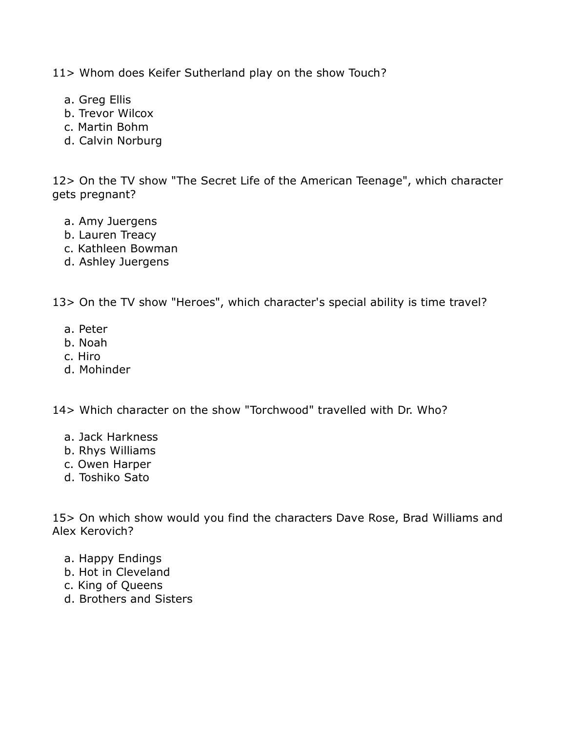11> Whom does Keifer Sutherland play on the show Touch?

a. Greg Ellis
b. Trevor Wilcox
c. Martin Bohm
d. Calvin Norburg

12> On the TV show "The Secret Life of the American Teenage", which character gets pregnant?

a. Amy Juergens
b. Lauren Treacy
c. Kathleen Bowman
d. Ashley Juergens

13> On the TV show "Heroes", which character's special ability is time travel?

a. Peter
b. Noah
c. Hiro
d. Mohinder

14> Which character on the show "Torchwood" travelled with Dr. Who?

a. Jack Harkness
b. Rhys Williams
c. Owen Harper
d. Toshiko Sato

15> On which show would you find the characters Dave Rose, Brad Williams and Alex Kerovich?

a. Happy Endings
b. Hot in Cleveland
c. King of Queens
d. Brothers and Sisters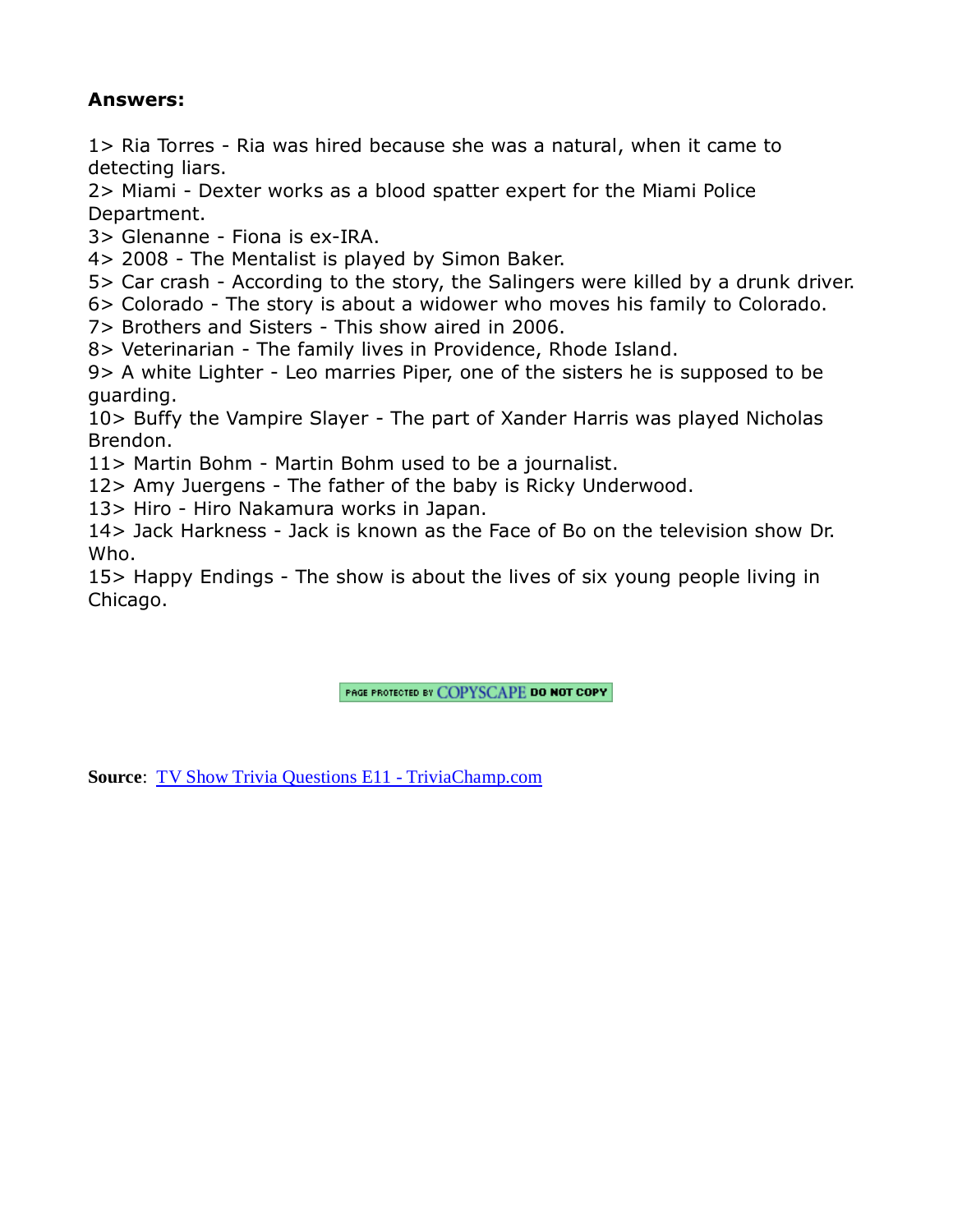**Answers:**

1> Ria Torres - Ria was hired because she was a natural, when it came to detecting liars.
2> Miami - Dexter works as a blood spatter expert for the Miami Police Department.
3> Glenanne - Fiona is ex-IRA.
4> 2008 - The Mentalist is played by Simon Baker.
5> Car crash - According to the story, the Salingers were killed by a drunk driver.
6> Colorado - The story is about a widower who moves his family to Colorado.
7> Brothers and Sisters - This show aired in 2006.
8> Veterinarian - The family lives in Providence, Rhode Island.
9> A white Lighter - Leo marries Piper, one of the sisters he is supposed to be guarding.
10> Buffy the Vampire Slayer - The part of Xander Harris was played Nicholas Brendon.
11> Martin Bohm - Martin Bohm used to be a journalist.
12> Amy Juergens - The father of the baby is Ricky Underwood.
13> Hiro - Hiro Nakamura works in Japan.
14> Jack Harkness - Jack is known as the Face of Bo on the television show Dr. Who.
15> Happy Endings - The show is about the lives of six young people living in Chicago.

PAGE PROTECTED BY COPYSCAPE DO NOT COPY

**Source**: TV Show Trivia Questions E11 - TriviaChamp.com